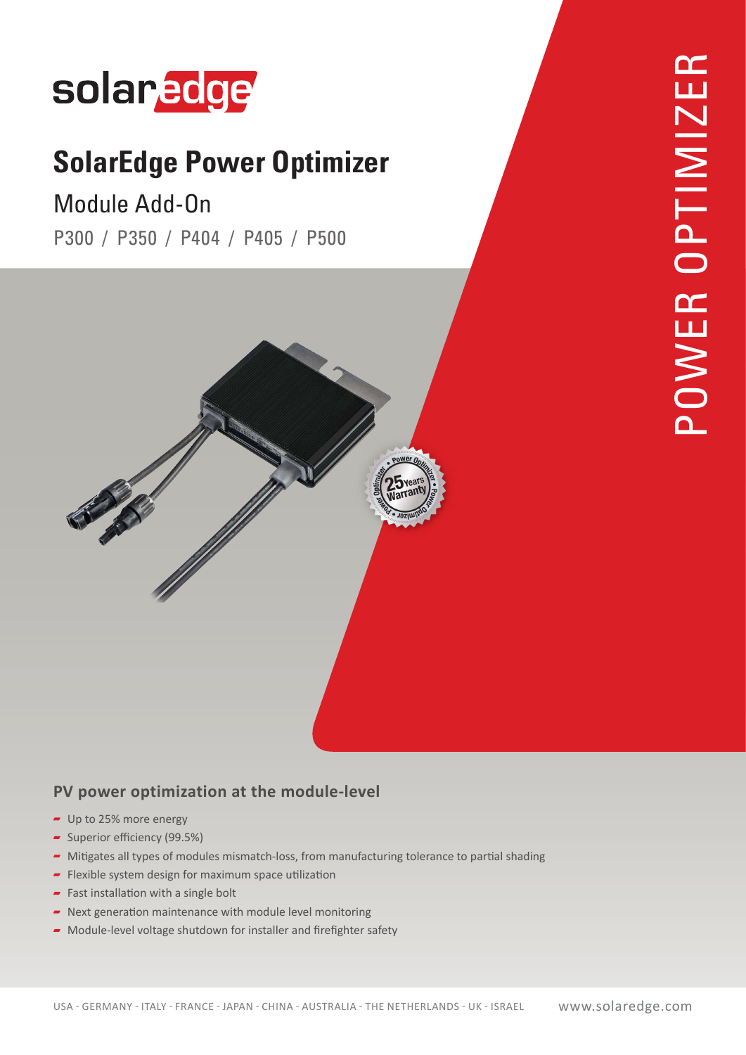solaredge

# SolarEdge Power Optimizer

## Module Add-On

P300 / P350 / P404 / P405 / P500

POWER OPTIMIZER

Power Optimizer • 25 Years Warranty

### PV power optimization at the module-level

- Up to 25% more energy
- Superior efficiency (99.5%)
- Mitigates all types of modules mismatch-loss, from manufacturing tolerance to partial shading
- Flexible system design for maximum space utilization
- Fast installation with a single bolt
- Next generation maintenance with module level monitoring
- Module-level voltage shutdown for installer and firefighter safety

USA - GERMANY - ITALY - FRANCE - JAPAN - CHINA - AUSTRALIA - THE NETHERLANDS - UK - ISRAEL

www.solaredge.com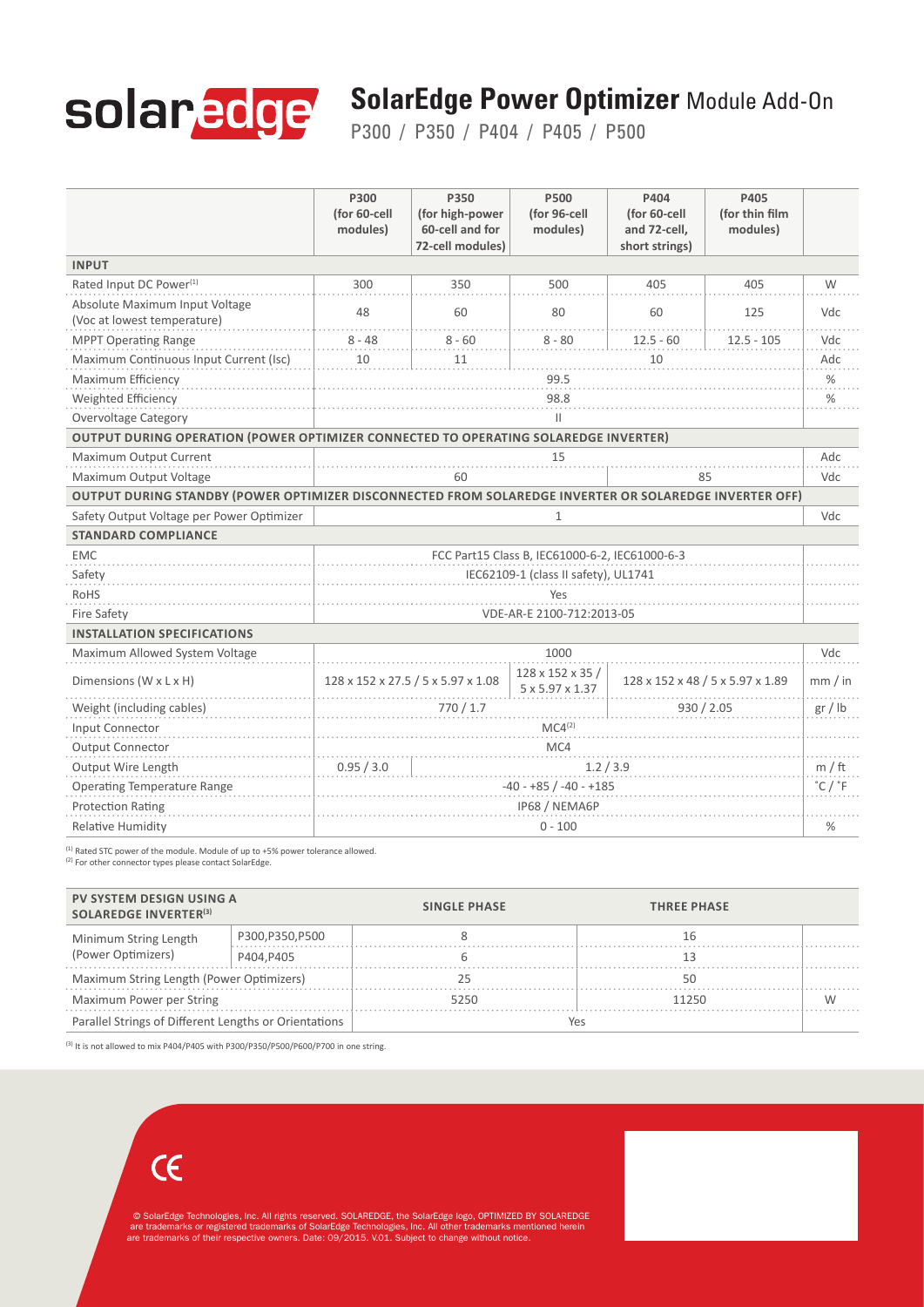# SolarEdge Power Optimizer Module Add-On

P300 / P350 / P404 / P405 / P500

| | P300 (for 60-cell modules) | P350 (for high-power 60-cell and for 72-cell modules) | P500 (for 96-cell modules) | P404 (for 60-cell and 72-cell, short strings) | P405 (for thin film modules) | |
|---|---|---|---|---|---|---|
| **INPUT** | | | | | | |
| Rated Input DC Power[1] | 300 | 350 | 500 | 405 | 405 | W |
| Absolute Maximum Input Voltage (Voc at lowest temperature) | 48 | 60 | 80 | 60 | 125 | Vdc |
| MPPT Operating Range | 8 - 48 | 8 - 60 | 8 - 80 | 12.5 - 60 | 12.5 - 105 | Vdc |
| Maximum Continuous Input Current (Isc) | 10 | 11 | 10 | | | Adc |
| Maximum Efficiency | 99.5 | | | | | % |
| Weighted Efficiency | 98.8 | | | | | % |
| Overvoltage Category | II | | | | | |
| **OUTPUT DURING OPERATION (POWER OPTIMIZER CONNECTED TO OPERATING SOLAREDGE INVERTER)** | | | | | | |
| Maximum Output Current | 15 | | | | | Adc |
| Maximum Output Voltage | 60 | | | 85 | | Vdc |
| **OUTPUT DURING STANDBY (POWER OPTIMIZER DISCONNECTED FROM SOLAREDGE INVERTER OR SOLAREDGE INVERTER OFF)** | | | | | | |
| Safety Output Voltage per Power Optimizer | 1 | | | | | Vdc |
| **STANDARD COMPLIANCE** | | | | | | |
| EMC | FCC Part15 Class B, IEC61000-6-2, IEC61000-6-3 | | | | | |
| Safety | IEC62109-1 (class II safety), UL1741 | | | | | |
| RoHS | Yes | | | | | |
| Fire Safety | VDE-AR-E 2100-712:2013-05 | | | | | |
| **INSTALLATION SPECIFICATIONS** | | | | | | |
| Maximum Allowed System Voltage | 1000 | | | | | Vdc |
| Dimensions (W x L x H) | 128 x 152 x 27.5 / 5 x 5.97 x 1.08 | | 128 x 152 x 35 / 5 x 5.97 x 1.37 | 128 x 152 x 48 / 5 x 5.97 x 1.89 | | mm / in |
| Weight (including cables) | 770 / 1.7 | | | 930 / 2.05 | | gr / lb |
| Input Connector | MC4[2] | | | | | |
| Output Connector | MC4 | | | | | |
| Output Wire Length | 0.95 / 3.0 | 1.2 / 3.9 | | | | m / ft |
| Operating Temperature Range | -40 - +85 / -40 - +185 | | | | | ˚C / ˚F |
| Protection Rating | IP68 / NEMA6P | | | | | |
| Relative Humidity | 0 - 100 | | | | | % |

[1] Rated STC power of the module. Module of up to +5% power tolerance allowed.
[2] For other connector types please contact SolarEdge.

| PV SYSTEM DESIGN USING A SOLAREDGE INVERTER[3] | | SINGLE PHASE | THREE PHASE | |
|---|---|---|---|---|
| Minimum String Length (Power Optimizers) | P300,P350,P500 | 8 | 16 | |
| | P404,P405 | 6 | 13 | |
| Maximum String Length (Power Optimizers) | | 25 | 50 | |
| Maximum Power per String | | 5250 | 11250 | W |
| Parallel Strings of Different Lengths or Orientations | | Yes | | |

[3] It is not allowed to mix P404/P405 with P300/P350/P500/P600/P700 in one string.

CE

© SolarEdge Technologies, Inc. All rights reserved. SOLAREDGE, the SolarEdge logo, OPTIMIZED BY SOLAREDGE are trademarks or registered trademarks of SolarEdge Technologies, Inc. All other trademarks mentioned herein are trademarks of their respective owners. Date: 09/2015. V.01. Subject to change without notice.